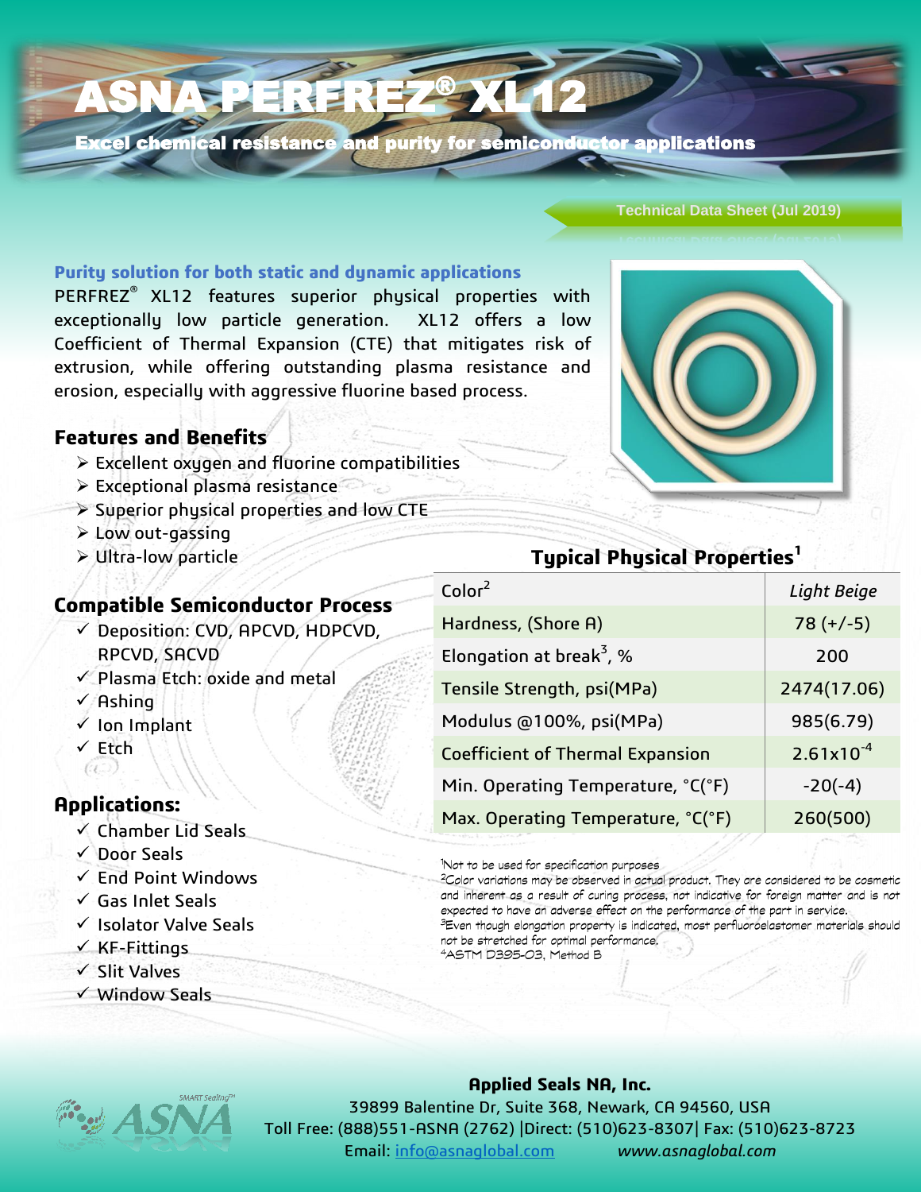# ASNA PERFREZ® XL12

**Excel chemical resistance and purity for semiconductor applications**

Technical Data Sheet (Jul 2019)

## Purity solution for both static and dynamic applications

PERFREZ® XL12 features superior physical properties with exceptionally low particle generation. XL12 offers a low Coefficient of Thermal Expansion (CTE) that mitigates risk of extrusion, while offering outstanding plasma resistance and erosion, especially with aggressive fluorine based process.

## Features and Benefits

- Excellent oxygen and fluorine compatibilities
- Exceptional plasma resistance
- Superior physical properties and low CTE
- Low out-gassing
- Ultra-low particle

## Compatible Semiconductor Process

- ✓ Deposition: CVD, APCVD, HDPCVD, RPCVD, SACVD
- ✓ Plasma Etch: oxide and metal
- ✓ Ashing
- ✓ Ion Implant
- ✓ Etch

## Applications:

- ✓ Chamber Lid Seals
- ✓ Door Seals
- ✓ End Point Windows
- ✓ Gas Inlet Seals
- ✓ Isolator Valve Seals
- ✓ KF-Fittings
- ✓ Slit Valves
- ✓ Window Seals

## Typical Physical Properties[1]

| Property | Value |
|---|---|
| Color[2] | *Light Beige* |
| Hardness, (Shore A) | 78 (+/-5) |
| Elongation at break[3], % | 200 |
| Tensile Strength, psi(MPa) | 2474(17.06) |
| Modulus @100%, psi(MPa) | 985(6.79) |
| Coefficient of Thermal Expansion | $2.61x10^{-4}$ |
| Min. Operating Temperature, °C(°F) | -20(-4) |
| Max. Operating Temperature, °C(°F) | 260(500) |

[1]Not to be used for specification purposes
[2]Color variations may be observed in actual product. They are considered to be cosmetic and inherent as a result of curing process, not indicative for foreign matter and is not expected to have an adverse effect on the performance of the part in service.
[3]Even though elongation property is indicated, most perfluoroelastomer materials should not be stretched for optimal performance.
[4]ASTM D395-03, Method B

**Applied Seals NA, Inc.**
39899 Balentine Dr, Suite 368, Newark, CA 94560, USA
Toll Free: (888)551-ASNA (2762) |Direct: (510)623-8307| Fax: (510)623-8723
Email: info@asnaglobal.com *www.asnaglobal.com*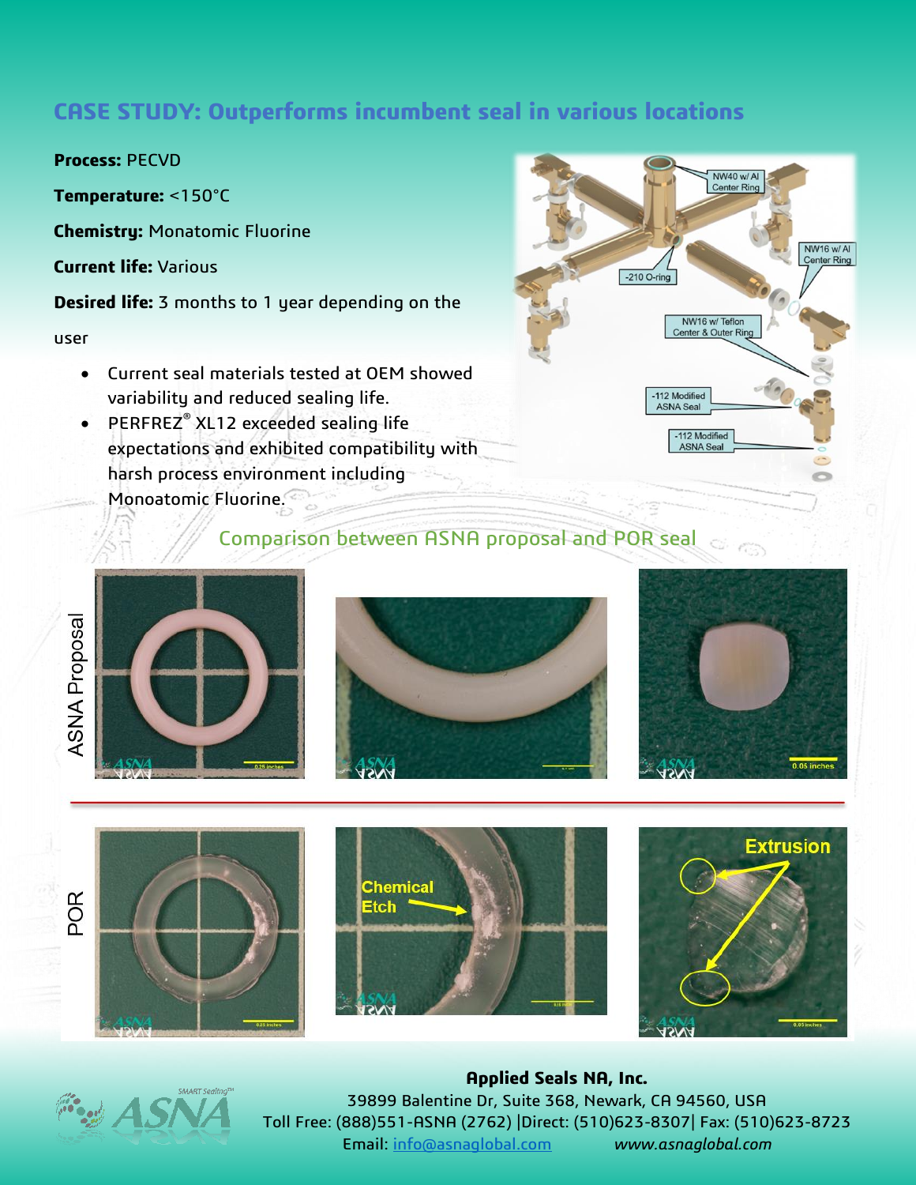## CASE STUDY: Outperforms incumbent seal in various locations

**Process:** PECVD

**Temperature:** <150°C

**Chemistry:** Monatomic Fluorine

**Current life:** Various

**Desired life:** 3 months to 1 year depending on the user

- Current seal materials tested at OEM showed variability and reduced sealing life.
- PERFREZ® XL12 sealing life expectations and exhibited compatibility with harsh process environment including Monoatomic Fluorine.

NW40 w/ Al Center Ring

NW16 w/ Al Center Ring

-210 O-ring

NW16 w/ Teflon Center & Outer Ring

-112 Modified ASNA Seal

-112 Modified ASNA Seal

### Comparison between ASNA proposal and POR seal

ASNA Proposal

0.25 inches

0.05 inches

POR

Chemical Etch

Extrusion

0.25 inches

0.05 inches

**Applied Seals NA, Inc.**

39899 Balentine Dr, Suite 368, Newark, CA 94560, USA

Toll Free: (888)551-ASNA (2762) |Direct: (510)623-8307| Fax: (510)623-8723

Email: info@asnaglobal.com www.asnaglobal.com